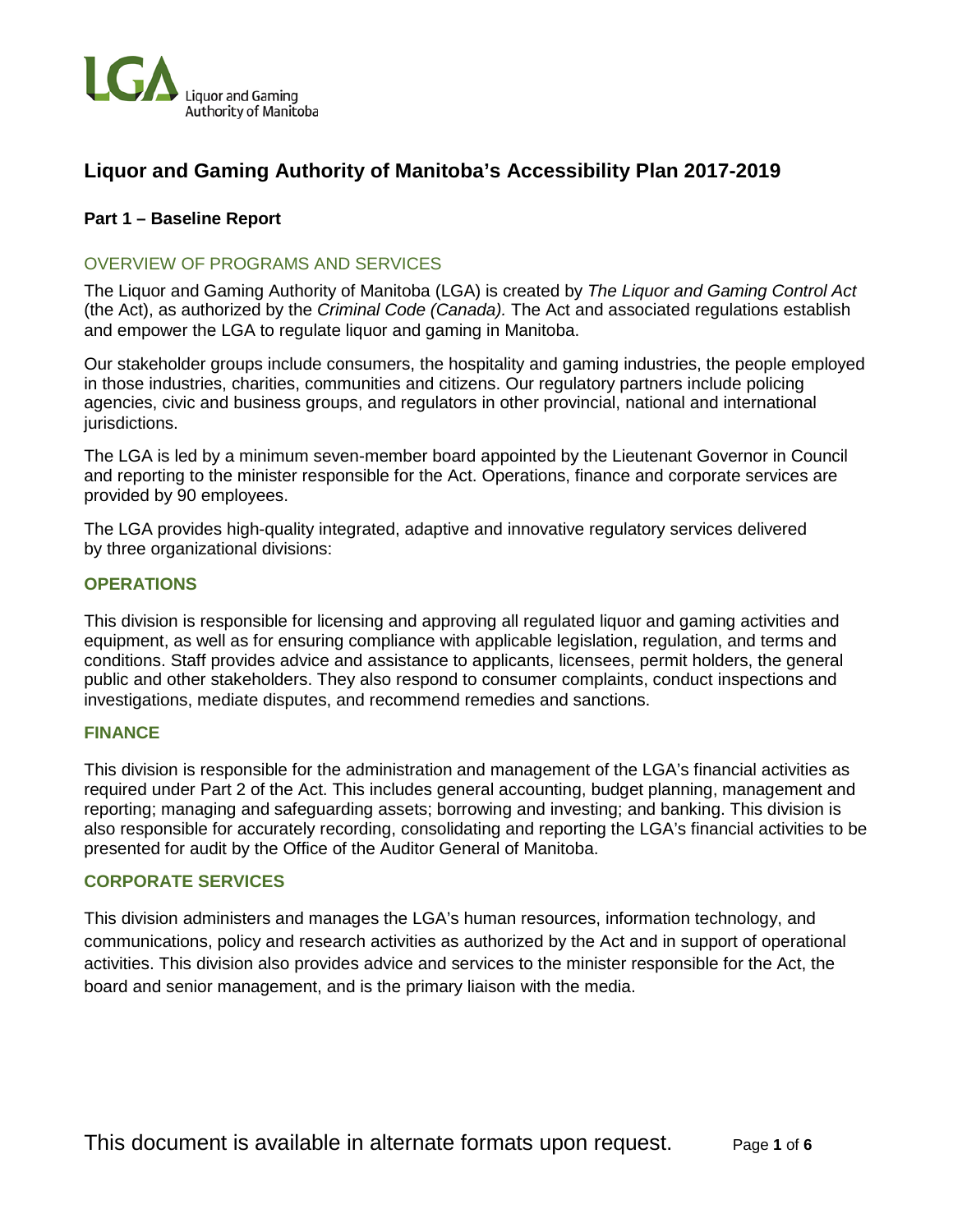Liquor and Gaming Authority of Manitoba

# Liquor and Gaming Authority of Manitoba's Accessibility Plan 2017-2019

**Part 1 – Baseline Report**

## OVERVIEW OF PROGRAMS AND SERVICES

The Liquor and Gaming Authority of Manitoba (LGA) is created by *The Liquor and Gaming Control Act* (the Act), as authorized by the *Criminal Code (Canada).* The Act and associated regulations establish and empower the LGA to regulate liquor and gaming in Manitoba.

Our stakeholder groups include consumers, the hospitality and gaming industries, the people employed in those industries, charities, communities and citizens. Our regulatory partners include policing agencies, civic and business groups, and regulators in other provincial, national and international jurisdictions.

The LGA is led by a minimum seven-member board appointed by the Lieutenant Governor in Council and reporting to the minister responsible for the Act. Operations, finance and corporate services are provided by 90 employees.

The LGA provides high-quality integrated, adaptive and innovative regulatory services delivered by three organizational divisions:

### OPERATIONS

This division is responsible for licensing and approving all regulated liquor and gaming activities and equipment, as well as for ensuring compliance with applicable legislation, regulation, and terms and conditions. Staff provides advice and assistance to applicants, licensees, permit holders, the general public and other stakeholders. They also respond to consumer complaints, conduct inspections and investigations, mediate disputes, and recommend remedies and sanctions.

### FINANCE

This division is responsible for the administration and management of the LGA's financial activities as required under Part 2 of the Act. This includes general accounting, budget planning, management and reporting; managing and safeguarding assets; borrowing and investing; and banking. This division is also responsible for accurately recording, consolidating and reporting the LGA's financial activities to be presented for audit by the Office of the Auditor General of Manitoba.

### CORPORATE SERVICES

This division administers and manages the LGA's human resources, information technology, and communications, policy and research activities as authorized by the Act and in support of operational activities. This division also provides advice and services to the minister responsible for the Act, the board and senior management, and is the primary liaison with the media.

This document is available in alternate formats upon request.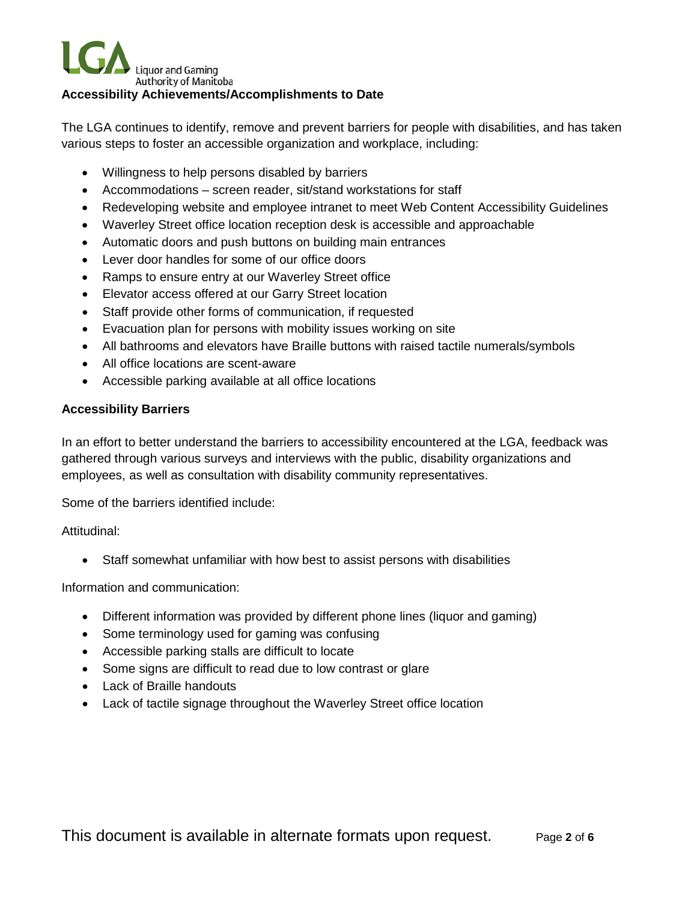## Accessibility Achievements/Accomplishments to Date

The LGA continues to identify, remove and prevent barriers for people with disabilities, and has taken various steps to foster an accessible organization and workplace, including:

- Willingness to help persons disabled by barriers
- Accommodations – screen reader, sit/stand workstations for staff
- Redeveloping website and employee intranet to meet Web Content Accessibility Guidelines
- Waverley Street office location reception desk is accessible and approachable
- Automatic doors and push buttons on building main entrances
- Lever door handles for some of our office doors
- Ramps to ensure entry at our Waverley Street office
- Elevator access offered at our Garry Street location
- Staff provide other forms of communication, if requested
- Evacuation plan for persons with mobility issues working on site
- All bathrooms and elevators have Braille buttons with raised tactile numerals/symbols
- All office locations are scent-aware
- Accessible parking available at all office locations

## Accessibility Barriers

In an effort to better understand the barriers to accessibility encountered at the LGA, feedback was gathered through various surveys and interviews with the public, disability organizations and employees, as well as consultation with disability community representatives.

Some of the barriers identified include:

Attitudinal:

- Staff somewhat unfamiliar with how best to assist persons with disabilities

Information and communication:

- Different information was provided by different phone lines (liquor and gaming)
- Some terminology used for gaming was confusing
- Accessible parking stalls are difficult to locate
- Some signs are difficult to read due to low contrast or glare
- Lack of Braille handouts
- Lack of tactile signage throughout the Waverley Street office location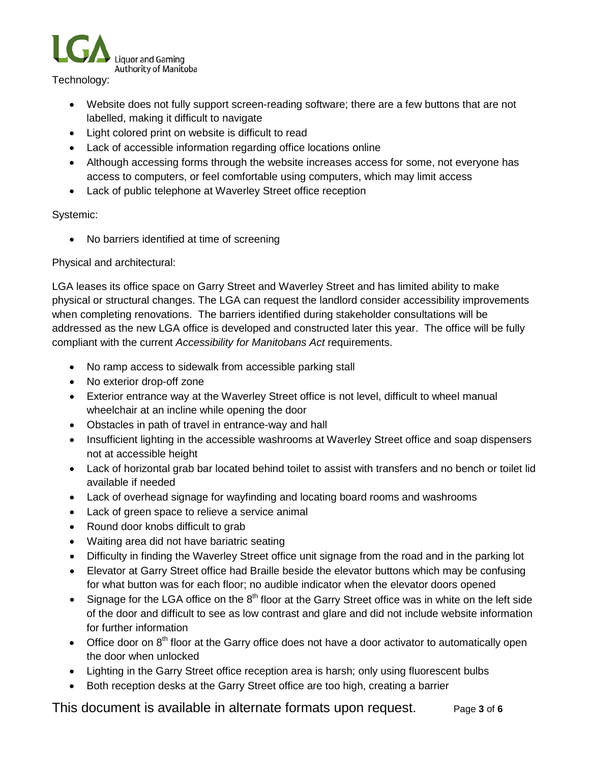Technology:

- Website does not fully support screen-reading software; there are a few buttons that are not labelled, making it difficult to navigate
- Light colored print on website is difficult to read
- Lack of accessible information regarding office locations online
- Although accessing forms through the website increases access for some, not everyone has access to computers, or feel comfortable using computers, which may limit access
- Lack of public telephone at Waverley Street office reception

Systemic:

- No barriers identified at time of screening

Physical and architectural:

LGA leases its office space on Garry Street and Waverley Street and has limited ability to make physical or structural changes. The LGA can request the landlord consider accessibility improvements when completing renovations. The barriers identified during stakeholder consultations will be addressed as the new LGA office is developed and constructed later this year. The office will be fully compliant with the current *Accessibility for Manitobans Act* requirements.

- No ramp access to sidewalk from accessible parking stall
- No exterior drop-off zone
- Exterior entrance way at the Waverley Street office is not level, difficult to wheel manual wheelchair at an incline while opening the door
- Obstacles in path of travel in entrance-way and hall
- Insufficient lighting in the accessible washrooms at Waverley Street office and soap dispensers not at accessible height
- Lack of horizontal grab bar located behind toilet to assist with transfers and no bench or toilet lid available if needed
- Lack of overhead signage for wayfinding and locating board rooms and washrooms
- Lack of green space to relieve a service animal
- Round door knobs difficult to grab
- Waiting area did not have bariatric seating
- Difficulty in finding the Waverley Street office unit signage from the road and in the parking lot
- Elevator at Garry Street office had Braille beside the elevator buttons which may be confusing for what button was for each floor; no audible indicator when the elevator doors opened
- Signage for the LGA office on the 8th floor at the Garry Street office was in white on the left side of the door and difficult to see as low contrast and glare and did not include website information for further information
- Office door on 8th floor at the Garry office does not have a door activator to automatically open the door when unlocked
- Lighting in the Garry Street office reception area is harsh; only using fluorescent bulbs
- Both reception desks at the Garry Street office are too high, creating a barrier

This document is available in alternate formats upon request.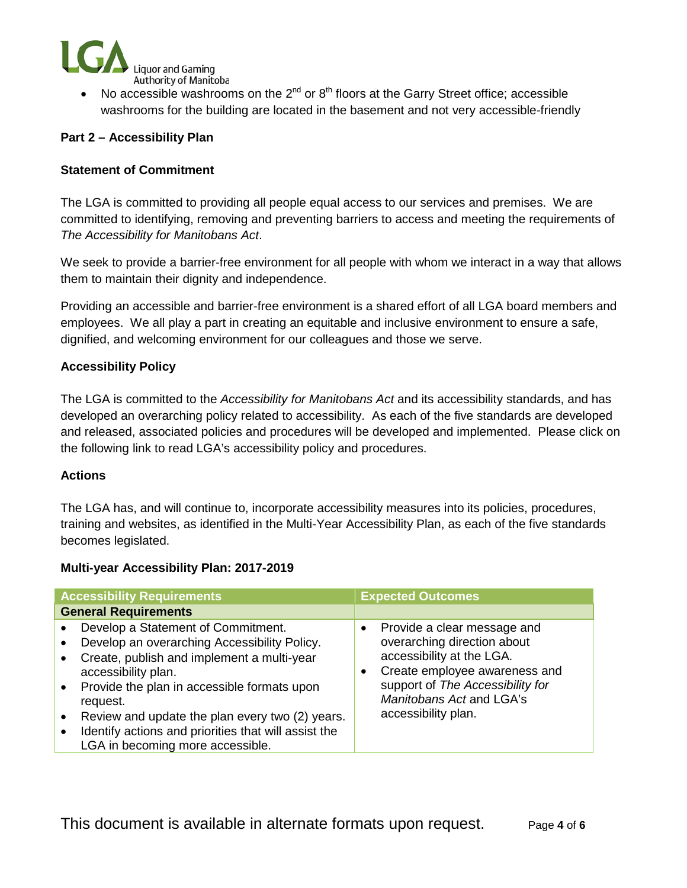- No accessible washrooms on the 2nd or 8th floors at the Garry Street office; accessible washrooms for the building are located in the basement and not very accessible-friendly

**Part 2 – Accessibility Plan**

**Statement of Commitment**

The LGA is committed to providing all people equal access to our services and premises. We are committed to identifying, removing and preventing barriers to access and meeting the requirements of *The Accessibility for Manitobans Act*.

We seek to provide a barrier-free environment for all people with whom we interact in a way that allows them to maintain their dignity and independence.

Providing an accessible and barrier-free environment is a shared effort of all LGA board members and employees. We all play a part in creating an equitable and inclusive environment to ensure a safe, dignified, and welcoming environment for our colleagues and those we serve.

**Accessibility Policy**

The LGA is committed to the *Accessibility for Manitobans Act* and its accessibility standards, and has developed an overarching policy related to accessibility. As each of the five standards are developed and released, associated policies and procedures will be developed and implemented. Please click on the following link to read LGA's accessibility policy and procedures.

**Actions**

The LGA has, and will continue to, incorporate accessibility measures into its policies, procedures, training and websites, as identified in the Multi-Year Accessibility Plan, as each of the five standards becomes legislated.

**Multi-year Accessibility Plan: 2017-2019**

| Accessibility Requirements | Expected Outcomes |
|---|---|
| **General Requirements** | |
| • Develop a Statement of Commitment.<br>• Develop an overarching Accessibility Policy.<br>• Create, publish and implement a multi-year accessibility plan.<br>• Provide the plan in accessible formats upon request.<br>• Review and update the plan every two (2) years.<br>• Identify actions and priorities that will assist the LGA in becoming more accessible. | • Provide a clear message and overarching direction about accessibility at the LGA.<br>• Create employee awareness and support of *The Accessibility for Manitobans Act* and LGA's accessibility plan. |

This document is available in alternate formats upon request.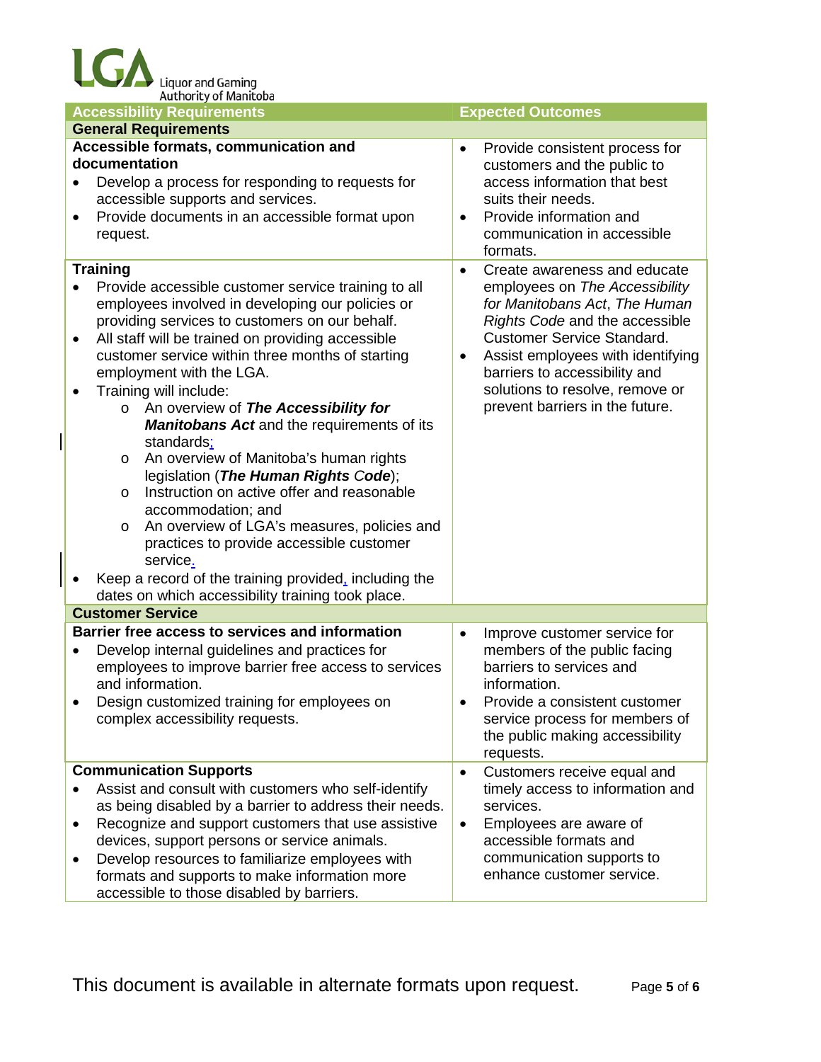| Accessibility Requirements | Expected Outcomes |
| --- | --- |
| **General Requirements** | |
| **Accessible formats, communication and documentation**<br>• Develop a process for responding to requests for accessible supports and services.<br>• Provide documents in an accessible format upon request. | • Provide consistent process for customers and the public to access information that best suits their needs.<br>• Provide information and communication in accessible formats. |
| **Training**<br>• Provide accessible customer service training to all employees involved in developing our policies or providing services to customers on our behalf.<br>• All staff will be trained on providing accessible customer service within three months of starting employment with the LGA.<br>• Training will include:<br>&nbsp;&nbsp;&nbsp;&nbsp;o An overview of ***The Accessibility for Manitobans Act*** and the requirements of its standards;<br>&nbsp;&nbsp;&nbsp;&nbsp;o An overview of Manitoba's human rights legislation (***The Human Rights Code***);<br>&nbsp;&nbsp;&nbsp;&nbsp;o Instruction on active offer and reasonable accommodation; and<br>&nbsp;&nbsp;&nbsp;&nbsp;o An overview of LGA's measures, policies and practices to provide accessible customer service.<br>• Keep a record of the training provided, including the dates on which accessibility training took place. | • Create awareness and educate employees on *The Accessibility for Manitobans Act*, *The Human Rights Code* and the accessible Customer Service Standard.<br>• Assist employees with identifying barriers to accessibility and solutions to resolve, remove or prevent barriers in the future. |
| **Customer Service** | |
| **Barrier free access to services and information**<br>• Develop internal guidelines and practices for employees to improve barrier free access to services and information.<br>• Design customized training for employees on complex accessibility requests. | • Improve customer service for members of the public facing barriers to services and information.<br>• Provide a consistent customer service process for members of the public making accessibility requests. |
| **Communication Supports**<br>• Assist and consult with customers who self-identify as being disabled by a barrier to address their needs.<br>• Recognize and support customers that use assistive devices, support persons or service animals.<br>• Develop resources to familiarize employees with formats and supports to make information more accessible to those disabled by barriers. | • Customers receive equal and timely access to information and services.<br>• Employees are aware of accessible formats and communication supports to enhance customer service. |

This document is available in alternate formats upon request.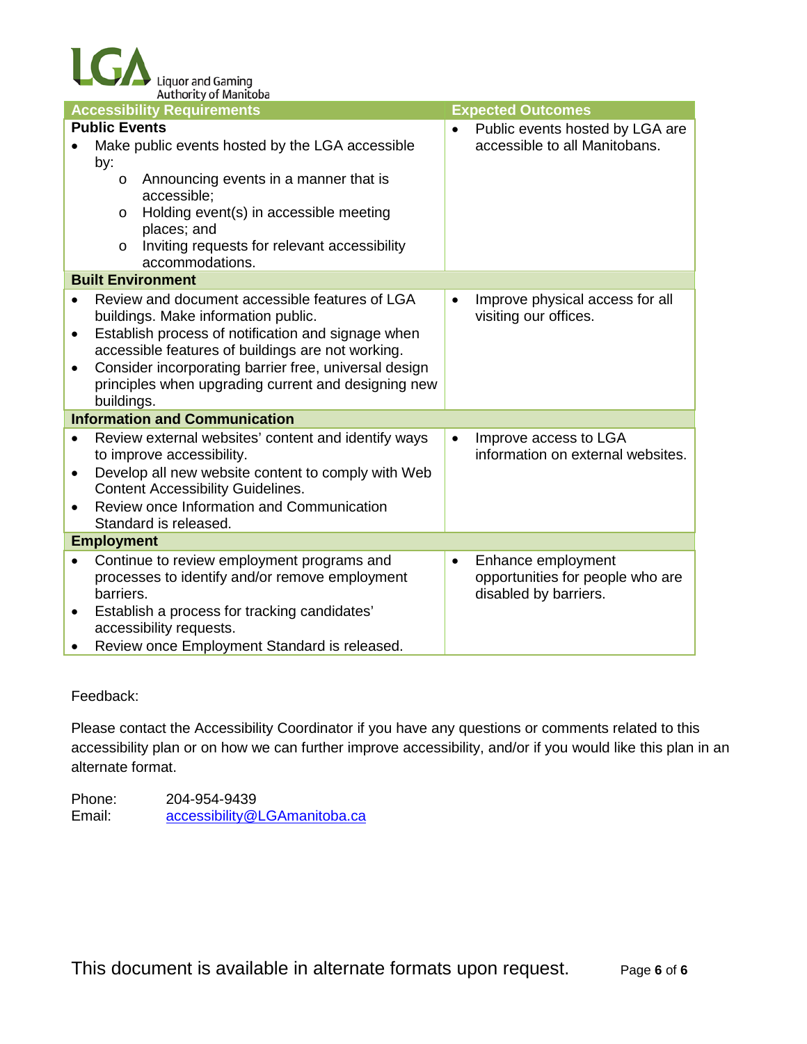| Accessibility Requirements | Expected Outcomes |
|---|---|
| **Public Events**<br>• Make public events hosted by the LGA accessible by:<br>  o Announcing events in a manner that is accessible;<br>  o Holding event(s) in accessible meeting places; and<br>  o Inviting requests for relevant accessibility accommodations. | • Public events hosted by LGA are accessible to all Manitobans. |
| **Built Environment** | |
| • Review and document accessible features of LGA buildings. Make information public.<br>• Establish process of notification and signage when accessible features of buildings are not working.<br>• Consider incorporating barrier free, universal design principles when upgrading current and designing new buildings. | • Improve physical access for all visiting our offices. |
| **Information and Communication** | |
| • Review external websites' content and identify ways to improve accessibility.<br>• Develop all new website content to comply with Web Content Accessibility Guidelines.<br>• Review once Information and Communication Standard is released. | • Improve access to LGA information on external websites. |
| **Employment** | |
| • Continue to review employment programs and processes to identify and/or remove employment barriers.<br>• Establish a process for tracking candidates' accessibility requests.<br>• Review once Employment Standard is released. | • Enhance employment opportunities for people who are disabled by barriers. |

Feedback:

Please contact the Accessibility Coordinator if you have any questions or comments related to this accessibility plan or on how we can further improve accessibility, and/or if you would like this plan in an alternate format.

Phone: 204-954-9439
Email: accessibility@LGAmanitoba.ca

This document is available in alternate formats upon request.